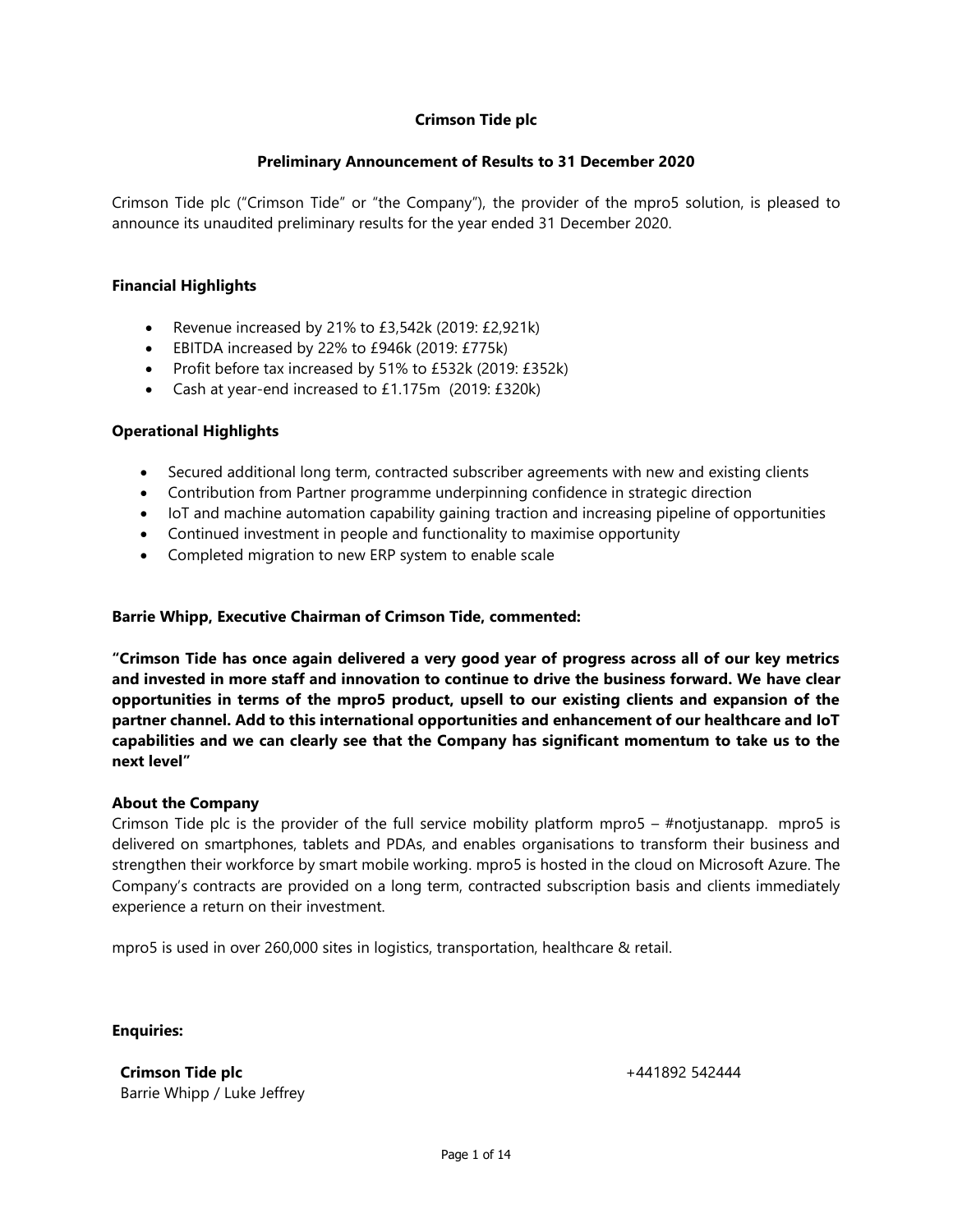# Crimson Tide plc

## Preliminary Announcement of Results to 31 December 2020

Crimson Tide plc ("Crimson Tide" or "the Company"), the provider of the mpro5 solution, is pleased to announce its unaudited preliminary results for the year ended 31 December 2020.

### Financial Highlights

- Revenue increased by 21% to £3,542k (2019: £2,921k)
- EBITDA increased by 22% to £946k (2019: £775k)
- Profit before tax increased by 51% to £532k (2019: £352k)
- Cash at year-end increased to £1.175m (2019: £320k)

### Operational Highlights

- Secured additional long term, contracted subscriber agreements with new and existing clients
- Contribution from Partner programme underpinning confidence in strategic direction
- IoT and machine automation capability gaining traction and increasing pipeline of opportunities
- Continued investment in people and functionality to maximise opportunity
- Completed migration to new ERP system to enable scale

**Barrie Whipp, Executive Chairman of Crimson Tide, commented:**

**"Crimson Tide has once again delivered a very good year of progress across all of our key metrics and invested in more staff and innovation to continue to drive the business forward. We have clear opportunities in terms of the mpro5 product, upsell to our existing clients and expansion of the partner channel. Add to this international opportunities and enhancement of our healthcare and IoT capabilities and we can clearly see that the Company has significant momentum to take us to the next level"**

### About the Company

Crimson Tide plc is the provider of the full service mobility platform mpro5 – #notjustanapp. mpro5 is delivered on smartphones, tablets and PDAs, and enables organisations to transform their business and strengthen their workforce by smart mobile working. mpro5 is hosted in the cloud on Microsoft Azure. The Company's contracts are provided on a long term, contracted subscription basis and clients immediately experience a return on their investment.

mpro5 is used in over 260,000 sites in logistics, transportation, healthcare & retail.

**Enquiries:**

**Crimson Tide plc** +441892 542444
Barrie Whipp / Luke Jeffrey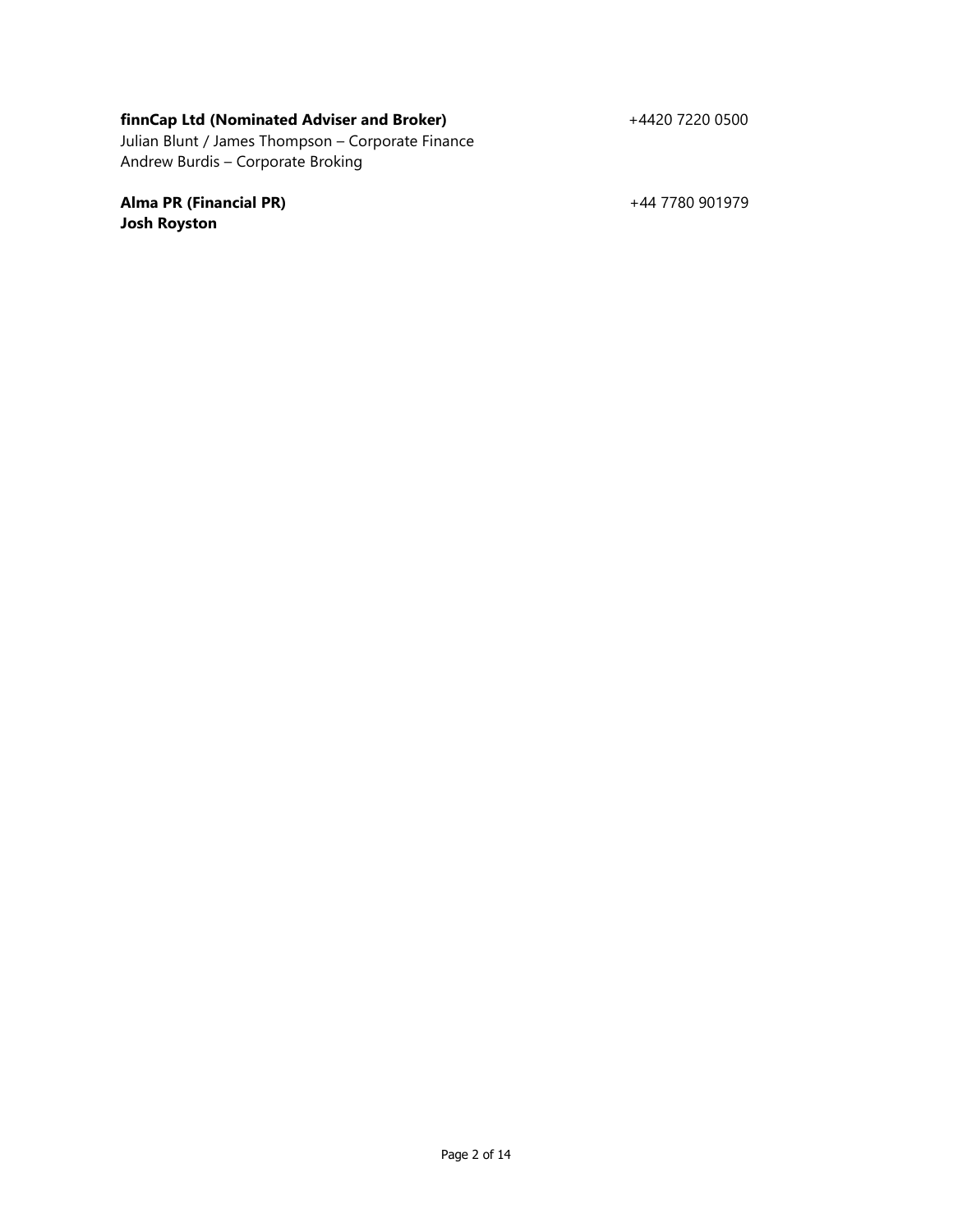**finnCap Ltd (Nominated Adviser and Broker)** +4420 7220 0500
Julian Blunt / James Thompson – Corporate Finance
Andrew Burdis – Corporate Broking

**Alma PR (Financial PR)** +44 7780 901979
**Josh Royston**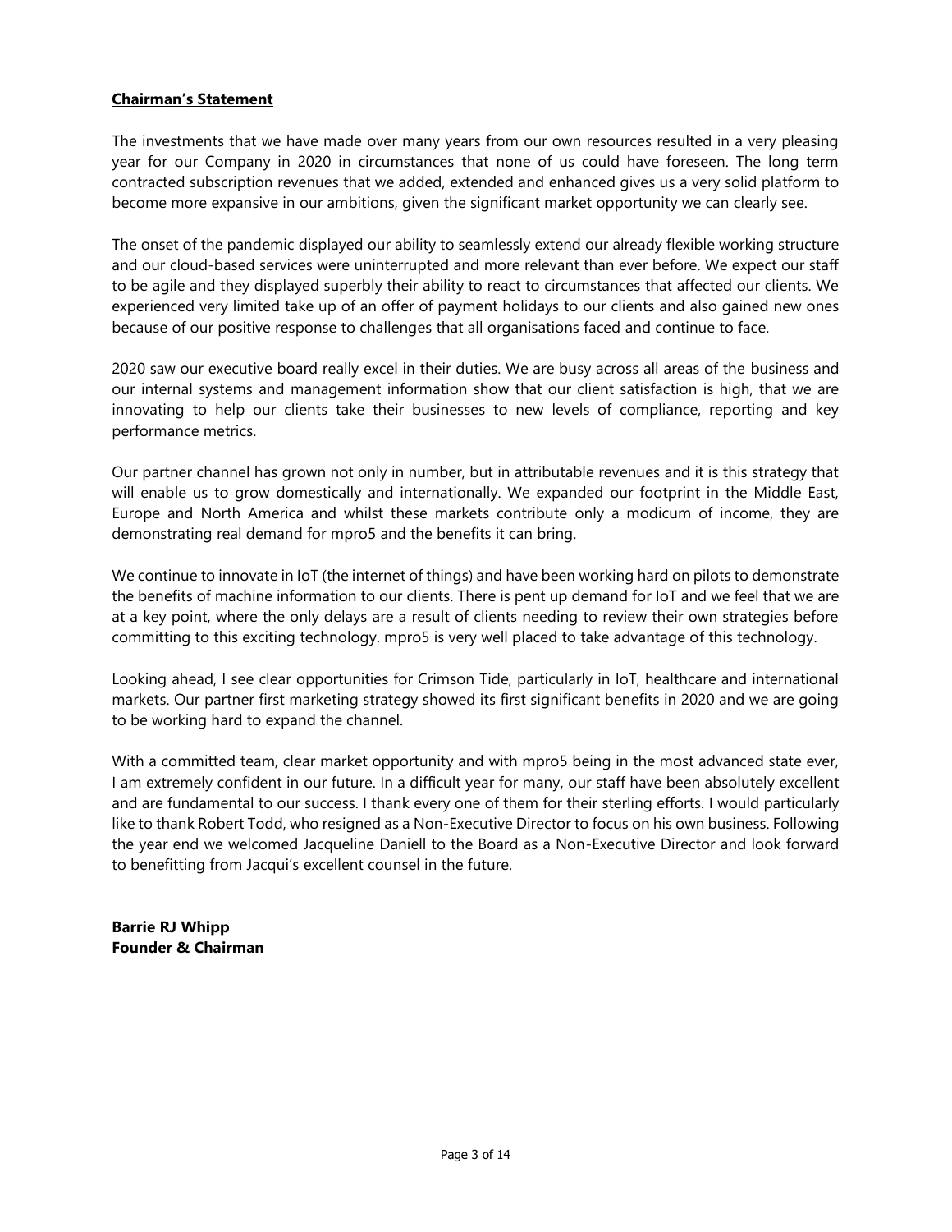## Chairman's Statement

The investments that we have made over many years from our own resources resulted in a very pleasing year for our Company in 2020 in circumstances that none of us could have foreseen. The long term contracted subscription revenues that we added, extended and enhanced gives us a very solid platform to become more expansive in our ambitions, given the significant market opportunity we can clearly see.

The onset of the pandemic displayed our ability to seamlessly extend our already flexible working structure and our cloud-based services were uninterrupted and more relevant than ever before. We expect our staff to be agile and they displayed superbly their ability to react to circumstances that affected our clients. We experienced very limited take up of an offer of payment holidays to our clients and also gained new ones because of our positive response to challenges that all organisations faced and continue to face.

2020 saw our executive board really excel in their duties. We are busy across all areas of the business and our internal systems and management information show that our client satisfaction is high, that we are innovating to help our clients take their businesses to new levels of compliance, reporting and key performance metrics.

Our partner channel has grown not only in number, but in attributable revenues and it is this strategy that will enable us to grow domestically and internationally. We expanded our footprint in the Middle East, Europe and North America and whilst these markets contribute only a modicum of income, they are demonstrating real demand for mpro5 and the benefits it can bring.

We continue to innovate in IoT (the internet of things) and have been working hard on pilots to demonstrate the benefits of machine information to our clients. There is pent up demand for IoT and we feel that we are at a key point, where the only delays are a result of clients needing to review their own strategies before committing to this exciting technology. mpro5 is very well placed to take advantage of this technology.

Looking ahead, I see clear opportunities for Crimson Tide, particularly in IoT, healthcare and international markets. Our partner first marketing strategy showed its first significant benefits in 2020 and we are going to be working hard to expand the channel.

With a committed team, clear market opportunity and with mpro5 being in the most advanced state ever, I am extremely confident in our future. In a difficult year for many, our staff have been absolutely excellent and are fundamental to our success. I thank every one of them for their sterling efforts. I would particularly like to thank Robert Todd, who resigned as a Non-Executive Director to focus on his own business. Following the year end we welcomed Jacqueline Daniell to the Board as a Non-Executive Director and look forward to benefitting from Jacqui's excellent counsel in the future.

**Barrie RJ Whipp**
**Founder & Chairman**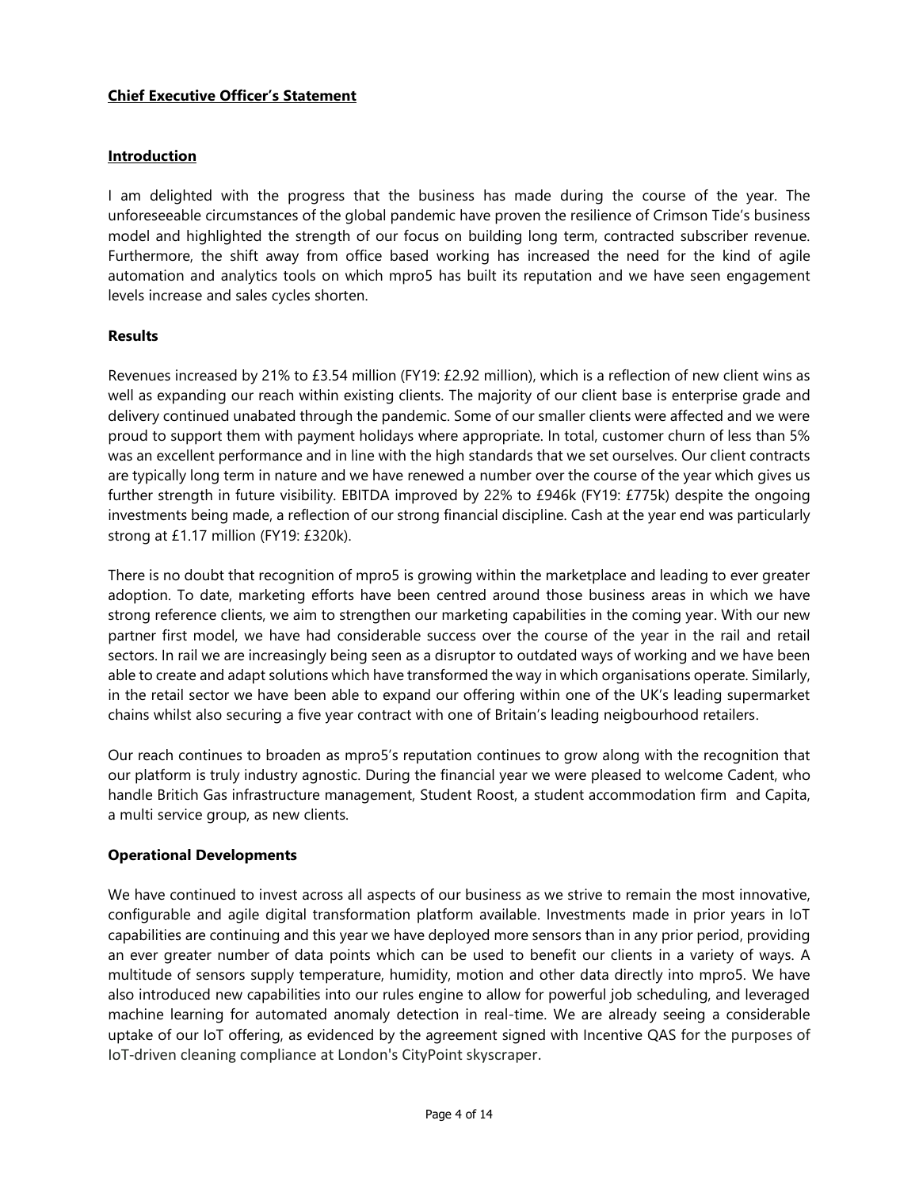## Chief Executive Officer's Statement

### Introduction

I am delighted with the progress that the business has made during the course of the year. The unforeseeable circumstances of the global pandemic have proven the resilience of Crimson Tide's business model and highlighted the strength of our focus on building long term, contracted subscriber revenue. Furthermore, the shift away from office based working has increased the need for the kind of agile automation and analytics tools on which mpro5 has built its reputation and we have seen engagement levels increase and sales cycles shorten.

### Results

Revenues increased by 21% to £3.54 million (FY19: £2.92 million), which is a reflection of new client wins as well as expanding our reach within existing clients. The majority of our client base is enterprise grade and delivery continued unabated through the pandemic. Some of our smaller clients were affected and we were proud to support them with payment holidays where appropriate. In total, customer churn of less than 5% was an excellent performance and in line with the high standards that we set ourselves. Our client contracts are typically long term in nature and we have renewed a number over the course of the year which gives us further strength in future visibility. EBITDA improved by 22% to £946k (FY19: £775k) despite the ongoing investments being made, a reflection of our strong financial discipline. Cash at the year end was particularly strong at £1.17 million (FY19: £320k).

There is no doubt that recognition of mpro5 is growing within the marketplace and leading to ever greater adoption. To date, marketing efforts have been centred around those business areas in which we have strong reference clients, we aim to strengthen our marketing capabilities in the coming year. With our new partner first model, we have had considerable success over the course of the year in the rail and retail sectors. In rail we are increasingly being seen as a disruptor to outdated ways of working and we have been able to create and adapt solutions which have transformed the way in which organisations operate. Similarly, in the retail sector we have been able to expand our offering within one of the UK's leading supermarket chains whilst also securing a five year contract with one of Britain's leading neigbourhood retailers.

Our reach continues to broaden as mpro5's reputation continues to grow along with the recognition that our platform is truly industry agnostic. During the financial year we were pleased to welcome Cadent, who handle Britich Gas infrastructure management, Student Roost, a student accommodation firm and Capita, a multi service group, as new clients.

### Operational Developments

We have continued to invest across all aspects of our business as we strive to remain the most innovative, configurable and agile digital transformation platform available. Investments made in prior years in IoT capabilities are continuing and this year we have deployed more sensors than in any prior period, providing an ever greater number of data points which can be used to benefit our clients in a variety of ways. A multitude of sensors supply temperature, humidity, motion and other data directly into mpro5. We have also introduced new capabilities into our rules engine to allow for powerful job scheduling, and leveraged machine learning for automated anomaly detection in real-time. We are already seeing a considerable uptake of our IoT offering, as evidenced by the agreement signed with Incentive QAS for the purposes of IoT-driven cleaning compliance at London's CityPoint skyscraper.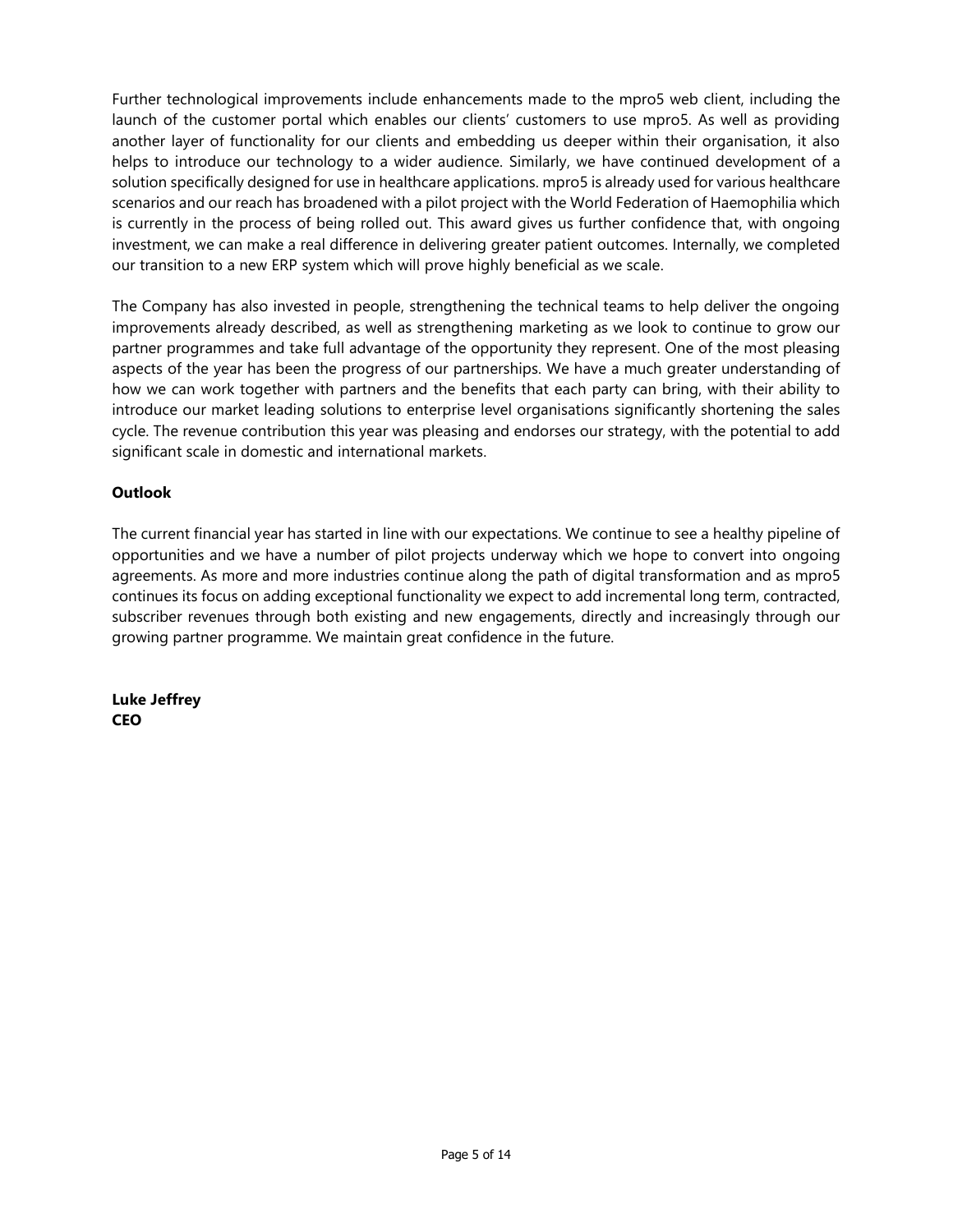Further technological improvements include enhancements made to the mpro5 web client, including the launch of the customer portal which enables our clients' customers to use mpro5. As well as providing another layer of functionality for our clients and embedding us deeper within their organisation, it also helps to introduce our technology to a wider audience. Similarly, we have continued development of a solution specifically designed for use in healthcare applications. mpro5 is already used for various healthcare scenarios and our reach has broadened with a pilot project with the World Federation of Haemophilia which is currently in the process of being rolled out. This award gives us further confidence that, with ongoing investment, we can make a real difference in delivering greater patient outcomes. Internally, we completed our transition to a new ERP system which will prove highly beneficial as we scale.

The Company has also invested in people, strengthening the technical teams to help deliver the ongoing improvements already described, as well as strengthening marketing as we look to continue to grow our partner programmes and take full advantage of the opportunity they represent. One of the most pleasing aspects of the year has been the progress of our partnerships. We have a much greater understanding of how we can work together with partners and the benefits that each party can bring, with their ability to introduce our market leading solutions to enterprise level organisations significantly shortening the sales cycle. The revenue contribution this year was pleasing and endorses our strategy, with the potential to add significant scale in domestic and international markets.

**Outlook**

The current financial year has started in line with our expectations. We continue to see a healthy pipeline of opportunities and we have a number of pilot projects underway which we hope to convert into ongoing agreements. As more and more industries continue along the path of digital transformation and as mpro5 continues its focus on adding exceptional functionality we expect to add incremental long term, contracted, subscriber revenues through both existing and new engagements, directly and increasingly through our growing partner programme. We maintain great confidence in the future.

**Luke Jeffrey**
**CEO**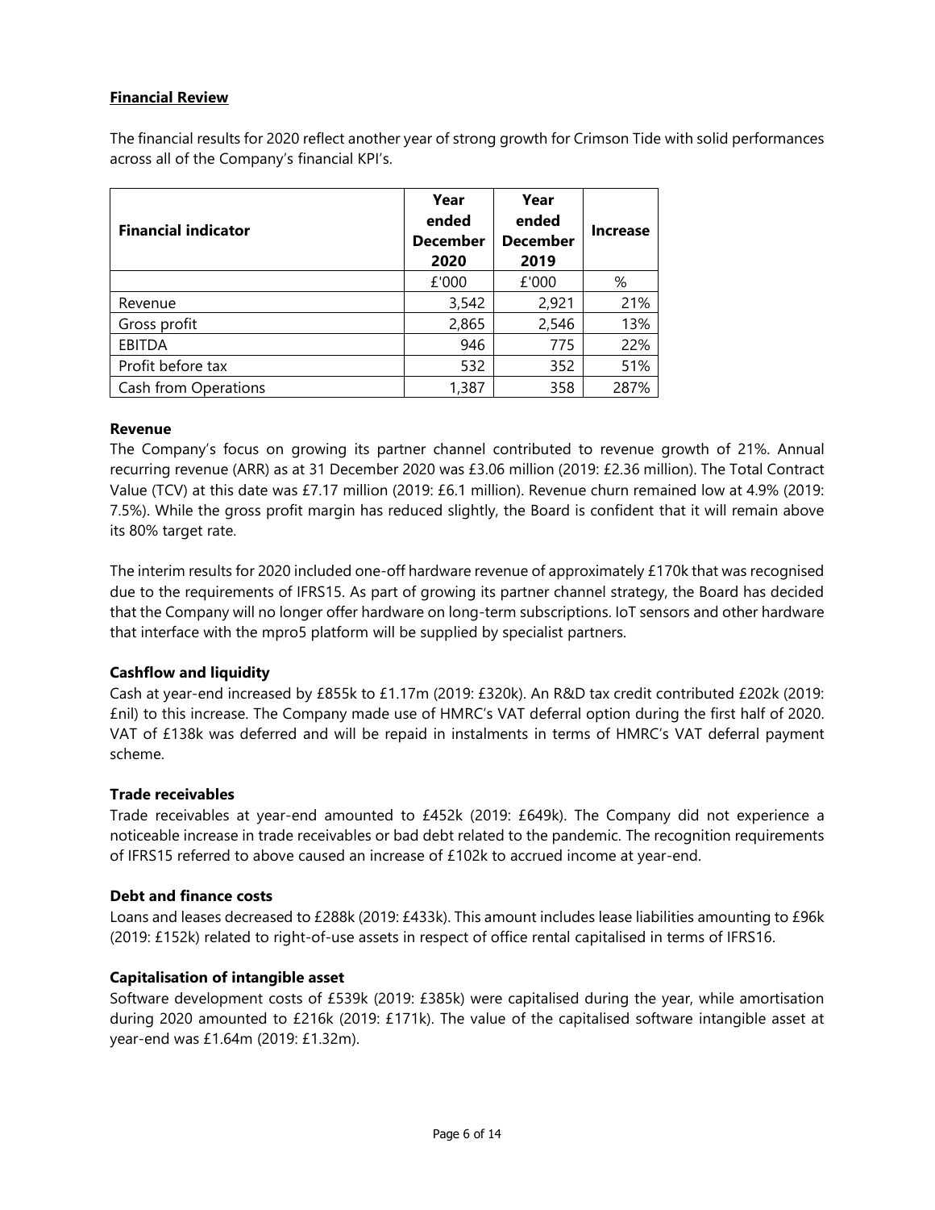## Financial Review

The financial results for 2020 reflect another year of strong growth for Crimson Tide with solid performances across all of the Company's financial KPI's.

| Financial indicator | Year ended December 2020 | Year ended December 2019 | Increase |
|---|---|---|---|
| | £'000 | £'000 | % |
| Revenue | 3,542 | 2,921 | 21% |
| Gross profit | 2,865 | 2,546 | 13% |
| EBITDA | 946 | 775 | 22% |
| Profit before tax | 532 | 352 | 51% |
| Cash from Operations | 1,387 | 358 | 287% |

### Revenue

The Company's focus on growing its partner channel contributed to revenue growth of 21%. Annual recurring revenue (ARR) as at 31 December 2020 was £3.06 million (2019: £2.36 million). The Total Contract Value (TCV) at this date was £7.17 million (2019: £6.1 million). Revenue churn remained low at 4.9% (2019: 7.5%). While the gross profit margin has reduced slightly, the Board is confident that it will remain above its 80% target rate.

The interim results for 2020 included one-off hardware revenue of approximately £170k that was recognised due to the requirements of IFRS15. As part of growing its partner channel strategy, the Board has decided that the Company will no longer offer hardware on long-term subscriptions. IoT sensors and other hardware that interface with the mpro5 platform will be supplied by specialist partners.

### Cashflow and liquidity

Cash at year-end increased by £855k to £1.17m (2019: £320k). An R&D tax credit contributed £202k (2019: £nil) to this increase. The Company made use of HMRC's VAT deferral option during the first half of 2020. VAT of £138k was deferred and will be repaid in instalments in terms of HMRC's VAT deferral payment scheme.

### Trade receivables

Trade receivables at year-end amounted to £452k (2019: £649k). The Company did not experience a noticeable increase in trade receivables or bad debt related to the pandemic. The recognition requirements of IFRS15 referred to above caused an increase of £102k to accrued income at year-end.

### Debt and finance costs

Loans and leases decreased to £288k (2019: £433k). This amount includes lease liabilities amounting to £96k (2019: £152k) related to right-of-use assets in respect of office rental capitalised in terms of IFRS16.

### Capitalisation of intangible asset

Software development costs of £539k (2019: £385k) were capitalised during the year, while amortisation during 2020 amounted to £216k (2019: £171k). The value of the capitalised software intangible asset at year-end was £1.64m (2019: £1.32m).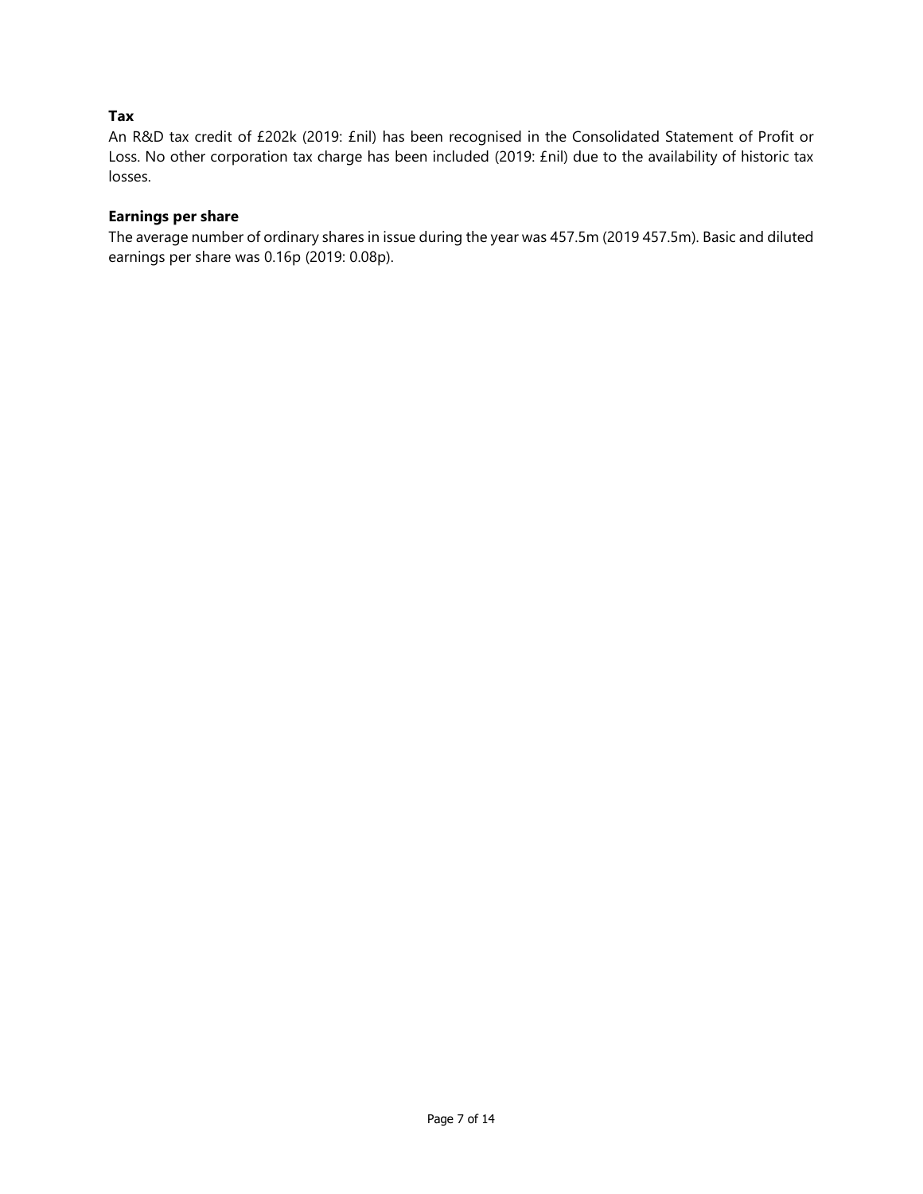**Tax**

An R&D tax credit of £202k (2019: £nil) has been recognised in the Consolidated Statement of Profit or Loss. No other corporation tax charge has been included (2019: £nil) due to the availability of historic tax losses.

**Earnings per share**

The average number of ordinary shares in issue during the year was 457.5m (2019 457.5m). Basic and diluted earnings per share was 0.16p (2019: 0.08p).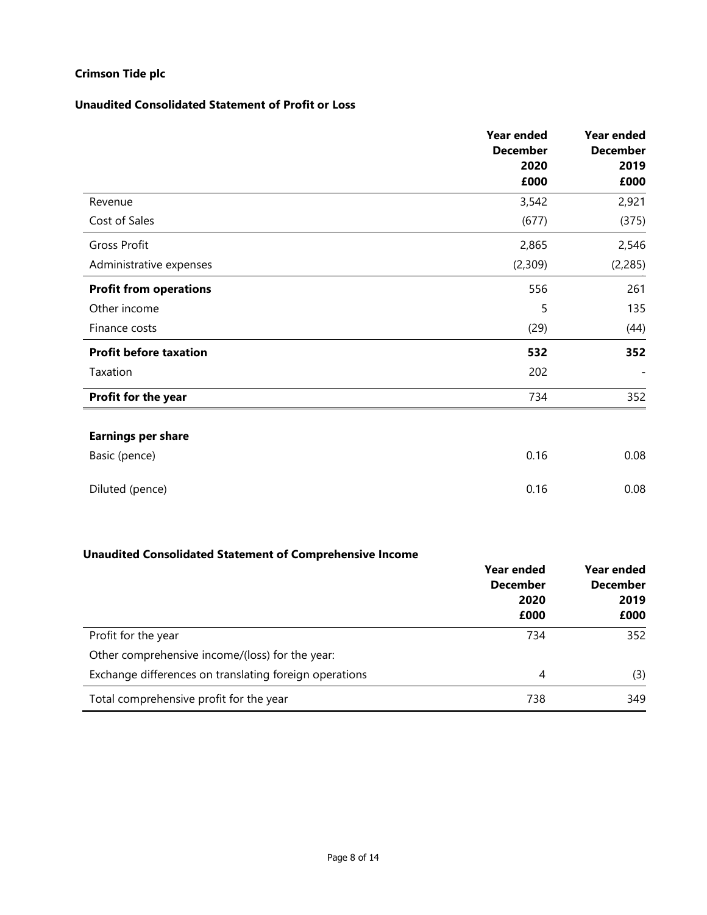**Crimson Tide plc**

**Unaudited Consolidated Statement of Profit or Loss**

| | **Year ended December 2020 £000** | **Year ended December 2019 £000** |
|---|---|---|
| Revenue | 3,542 | 2,921 |
| Cost of Sales | (677) | (375) |
| Gross Profit | 2,865 | 2,546 |
| Administrative expenses | (2,309) | (2,285) |
| **Profit from operations** | 556 | 261 |
| Other income | 5 | 135 |
| Finance costs | (29) | (44) |
| **Profit before taxation** | **532** | **352** |
| Taxation | 202 | - |
| **Profit for the year** | 734 | 352 |
| | | |
| **Earnings per share** | | |
| Basic (pence) | 0.16 | 0.08 |
| Diluted (pence) | 0.16 | 0.08 |

**Unaudited Consolidated Statement of Comprehensive Income**

| | **Year ended December 2020 £000** | **Year ended December 2019 £000** |
|---|---|---|
| Profit for the year | 734 | 352 |
| Other comprehensive income/(loss) for the year: | | |
| Exchange differences on translating foreign operations | 4 | (3) |
| Total comprehensive profit for the year | 738 | 349 |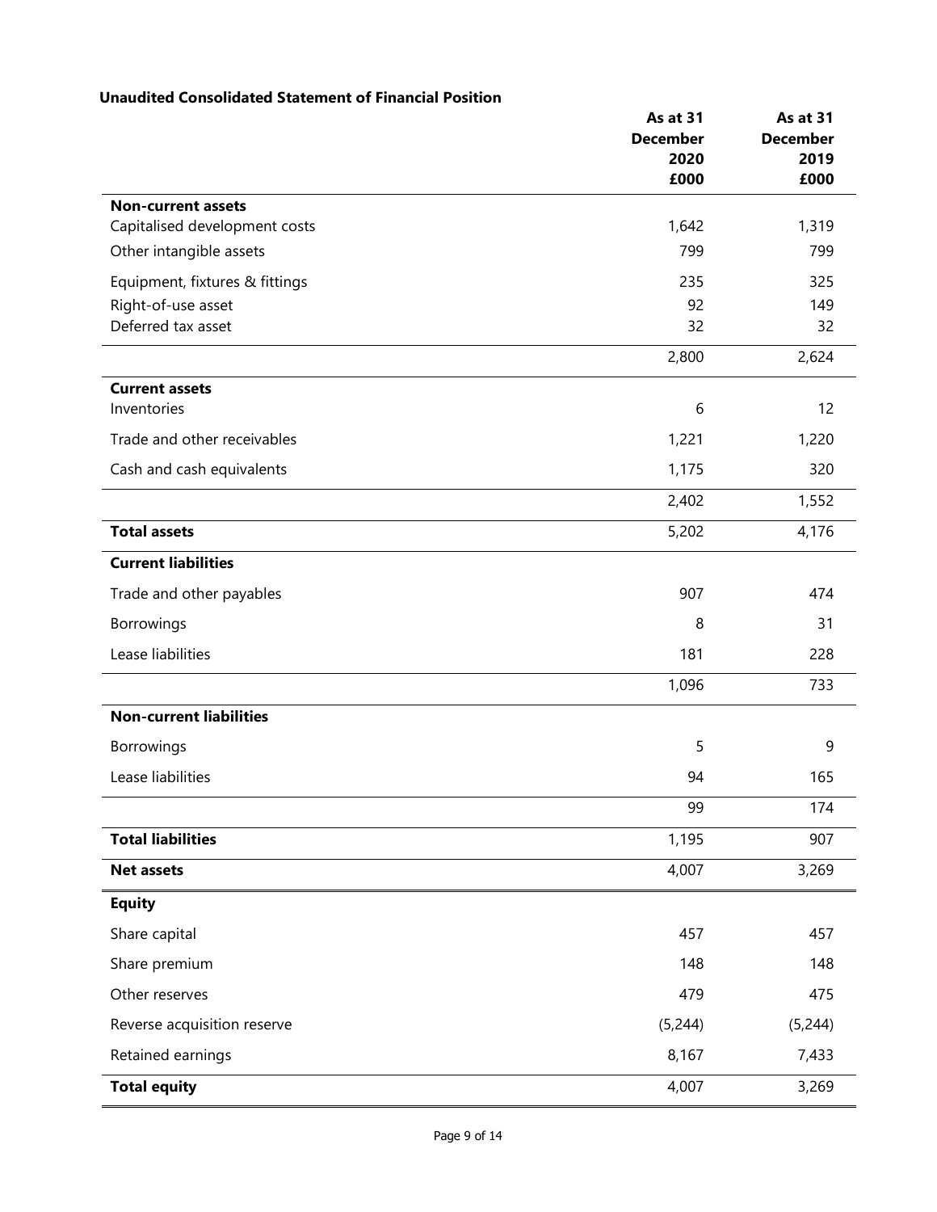**Unaudited Consolidated Statement of Financial Position**

| | As at 31 December 2020 £000 | As at 31 December 2019 £000 |
|---|---|---|
| **Non-current assets** | | |
| Capitalised development costs | 1,642 | 1,319 |
| Other intangible assets | 799 | 799 |
| Equipment, fixtures & fittings | 235 | 325 |
| Right-of-use asset | 92 | 149 |
| Deferred tax asset | 32 | 32 |
| | 2,800 | 2,624 |
| **Current assets** | | |
| Inventories | 6 | 12 |
| Trade and other receivables | 1,221 | 1,220 |
| Cash and cash equivalents | 1,175 | 320 |
| | 2,402 | 1,552 |
| **Total assets** | 5,202 | 4,176 |
| **Current liabilities** | | |
| Trade and other payables | 907 | 474 |
| Borrowings | 8 | 31 |
| Lease liabilities | 181 | 228 |
| | 1,096 | 733 |
| **Non-current liabilities** | | |
| Borrowings | 5 | 9 |
| Lease liabilities | 94 | 165 |
| | 99 | 174 |
| **Total liabilities** | 1,195 | 907 |
| **Net assets** | 4,007 | 3,269 |
| **Equity** | | |
| Share capital | 457 | 457 |
| Share premium | 148 | 148 |
| Other reserves | 479 | 475 |
| Reverse acquisition reserve | (5,244) | (5,244) |
| Retained earnings | 8,167 | 7,433 |
| **Total equity** | 4,007 | 3,269 |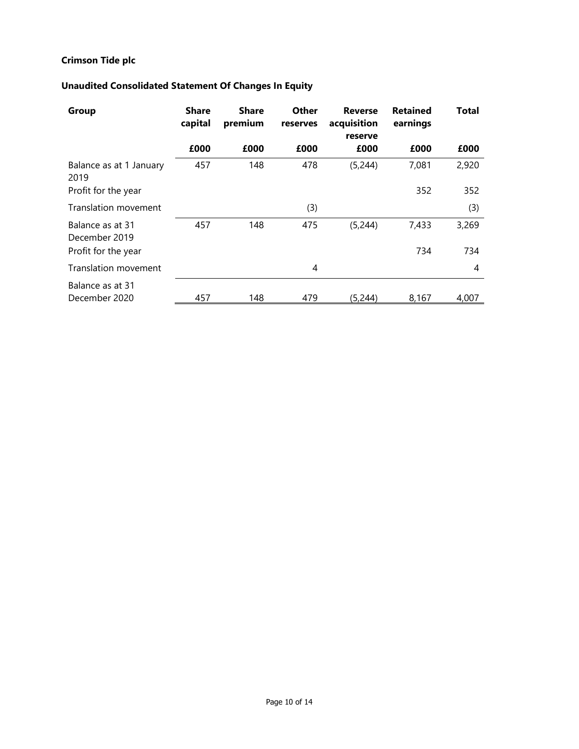**Crimson Tide plc**

**Unaudited Consolidated Statement Of Changes In Equity**

| Group | Share capital | Share premium | Other reserves | Reverse acquisition reserve | Retained earnings | Total |
|---|---|---|---|---|---|---|
| | £000 | £000 | £000 | £000 | £000 | £000 |
| Balance as at 1 January 2019 | 457 | 148 | 478 | (5,244) | 7,081 | 2,920 |
| Profit for the year | | | | | 352 | 352 |
| Translation movement | | | (3) | | | (3) |
| Balance as at 31 December 2019 | 457 | 148 | 475 | (5,244) | 7,433 | 3,269 |
| Profit for the year | | | | | 734 | 734 |
| Translation movement | | | 4 | | | 4 |
| Balance as at 31 December 2020 | 457 | 148 | 479 | (5,244) | 8,167 | 4,007 |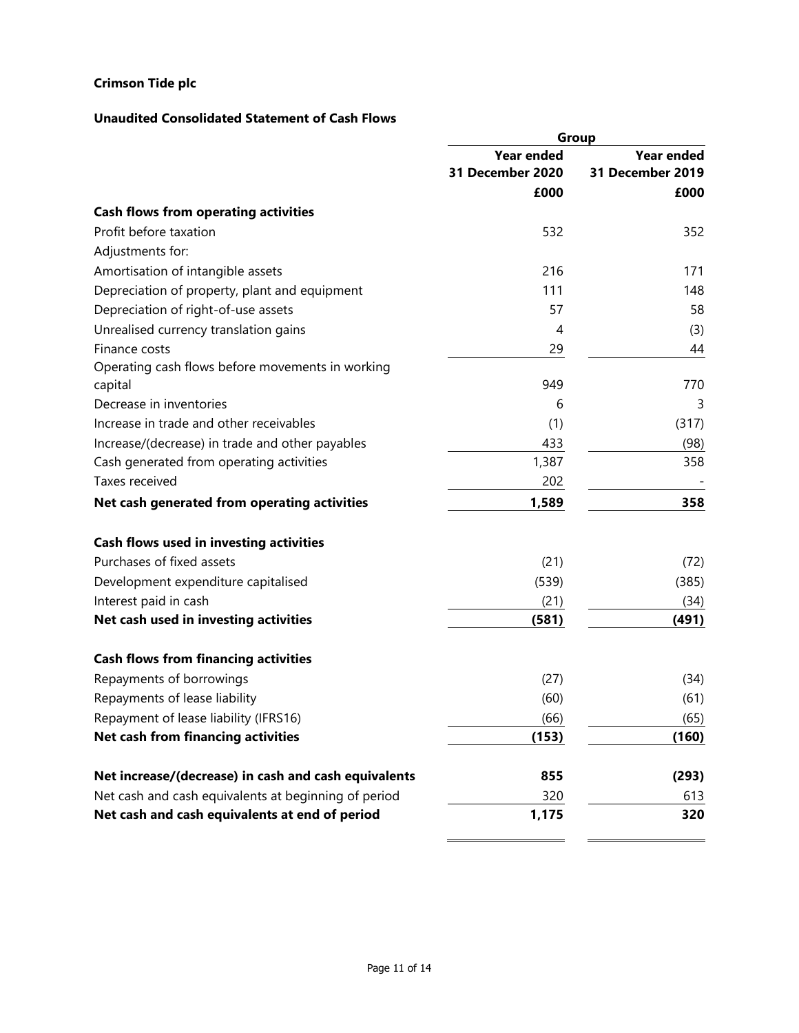**Crimson Tide plc**

**Unaudited Consolidated Statement of Cash Flows**

| | Group | |
|---|---|---|
| | **Year ended 31 December 2020** | **Year ended 31 December 2019** |
| | **£000** | **£000** |
| **Cash flows from operating activities** | | |
| Profit before taxation | 532 | 352 |
| Adjustments for: | | |
| Amortisation of intangible assets | 216 | 171 |
| Depreciation of property, plant and equipment | 111 | 148 |
| Depreciation of right-of-use assets | 57 | 58 |
| Unrealised currency translation gains | 4 | (3) |
| Finance costs | 29 | 44 |
| Operating cash flows before movements in working capital | 949 | 770 |
| Decrease in inventories | 6 | 3 |
| Increase in trade and other receivables | (1) | (317) |
| Increase/(decrease) in trade and other payables | 433 | (98) |
| Cash generated from operating activities | 1,387 | 358 |
| Taxes received | 202 | - |
| **Net cash generated from operating activities** | **1,589** | **358** |
| | | |
| **Cash flows used in investing activities** | | |
| Purchases of fixed assets | (21) | (72) |
| Development expenditure capitalised | (539) | (385) |
| Interest paid in cash | (21) | (34) |
| **Net cash used in investing activities** | **(581)** | **(491)** |
| | | |
| **Cash flows from financing activities** | | |
| Repayments of borrowings | (27) | (34) |
| Repayments of lease liability | (60) | (61) |
| Repayment of lease liability (IFRS16) | (66) | (65) |
| **Net cash from financing activities** | **(153)** | **(160)** |
| | | |
| **Net increase/(decrease) in cash and cash equivalents** | **855** | **(293)** |
| Net cash and cash equivalents at beginning of period | 320 | 613 |
| **Net cash and cash equivalents at end of period** | **1,175** | **320** |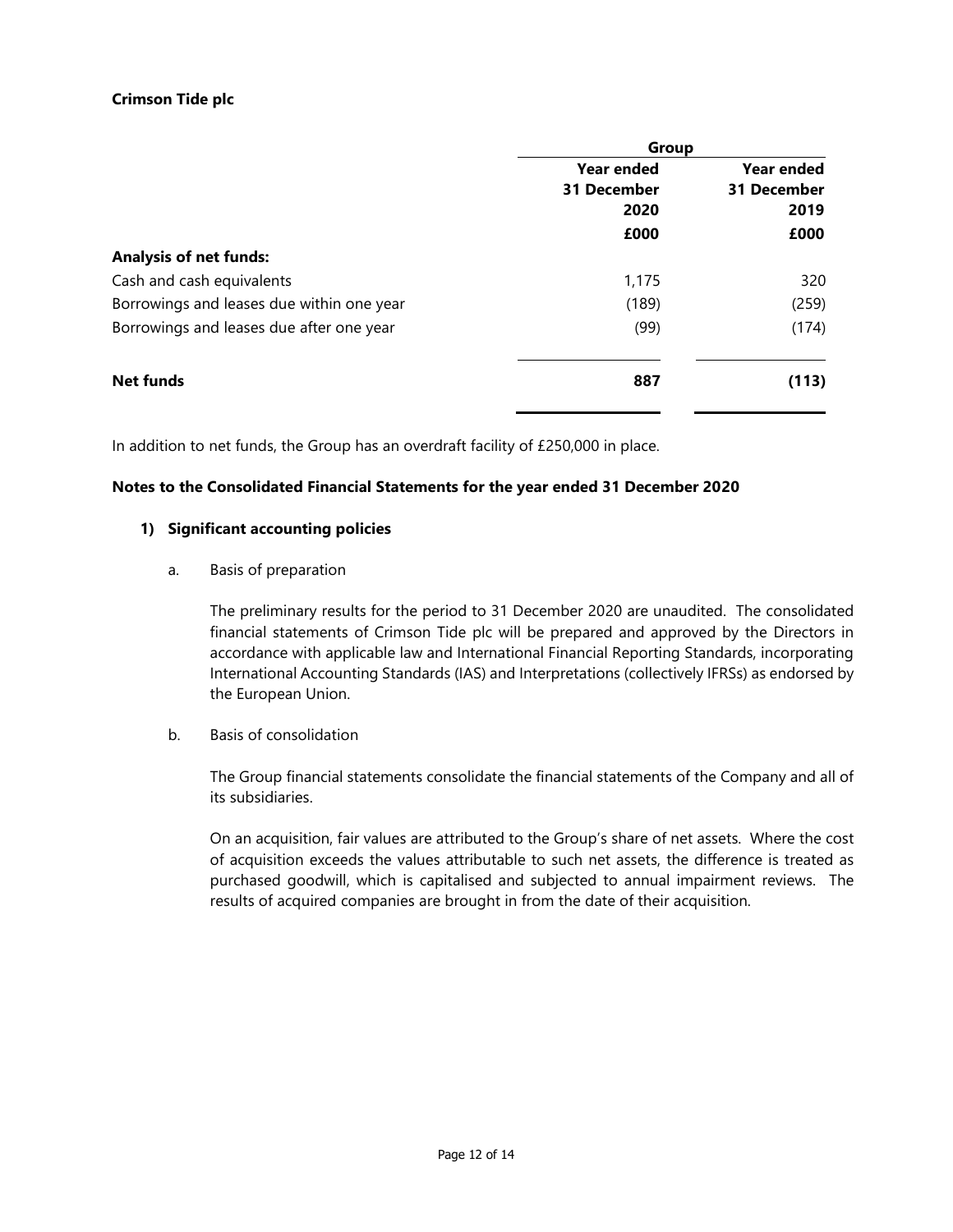**Crimson Tide plc**

| | Group | |
|---|---|---|
| | Year ended 31 December 2020 | Year ended 31 December 2019 |
| | £000 | £000 |
| **Analysis of net funds:** | | |
| Cash and cash equivalents | 1,175 | 320 |
| Borrowings and leases due within one year | (189) | (259) |
| Borrowings and leases due after one year | (99) | (174) |
| **Net funds** | **887** | **(113)** |

In addition to net funds, the Group has an overdraft facility of £250,000 in place.

## Notes to the Consolidated Financial Statements for the year ended 31 December 2020

### 1) Significant accounting policies

a. Basis of preparation

The preliminary results for the period to 31 December 2020 are unaudited. The consolidated financial statements of Crimson Tide plc will be prepared and approved by the Directors in accordance with applicable law and International Financial Reporting Standards, incorporating International Accounting Standards (IAS) and Interpretations (collectively IFRSs) as endorsed by the European Union.

b. Basis of consolidation

The Group financial statements consolidate the financial statements of the Company and all of its subsidiaries.

On an acquisition, fair values are attributed to the Group's share of net assets. Where the cost of acquisition exceeds the values attributable to such net assets, the difference is treated as purchased goodwill, which is capitalised and subjected to annual impairment reviews. The results of acquired companies are brought in from the date of their acquisition.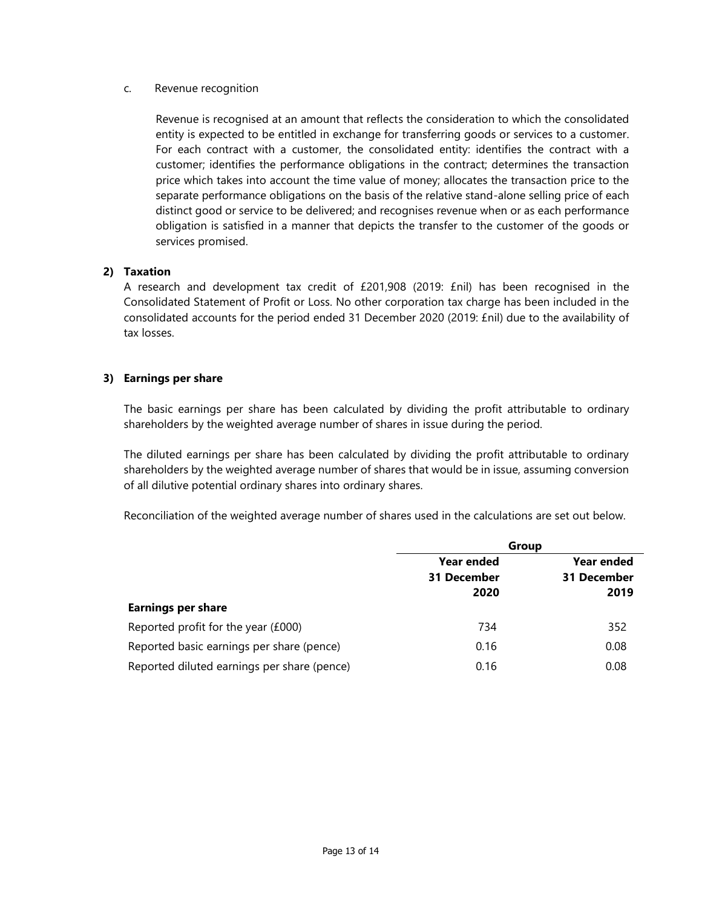c. Revenue recognition

Revenue is recognised at an amount that reflects the consideration to which the consolidated entity is expected to be entitled in exchange for transferring goods or services to a customer. For each contract with a customer, the consolidated entity: identifies the contract with a customer; identifies the performance obligations in the contract; determines the transaction price which takes into account the time value of money; allocates the transaction price to the separate performance obligations on the basis of the relative stand-alone selling price of each distinct good or service to be delivered; and recognises revenue when or as each performance obligation is satisfied in a manner that depicts the transfer to the customer of the goods or services promised.

## 2) Taxation

A research and development tax credit of £201,908 (2019: £nil) has been recognised in the Consolidated Statement of Profit or Loss. No other corporation tax charge has been included in the consolidated accounts for the period ended 31 December 2020 (2019: £nil) due to the availability of tax losses.

## 3) Earnings per share

The basic earnings per share has been calculated by dividing the profit attributable to ordinary shareholders by the weighted average number of shares in issue during the period.

The diluted earnings per share has been calculated by dividing the profit attributable to ordinary shareholders by the weighted average number of shares that would be in issue, assuming conversion of all dilutive potential ordinary shares into ordinary shares.

Reconciliation of the weighted average number of shares used in the calculations are set out below.

| | **Group** | |
|---|---|---|
| | **Year ended 31 December 2020** | **Year ended 31 December 2019** |
| **Earnings per share** | | |
| Reported profit for the year (£000) | 734 | 352 |
| Reported basic earnings per share (pence) | 0.16 | 0.08 |
| Reported diluted earnings per share (pence) | 0.16 | 0.08 |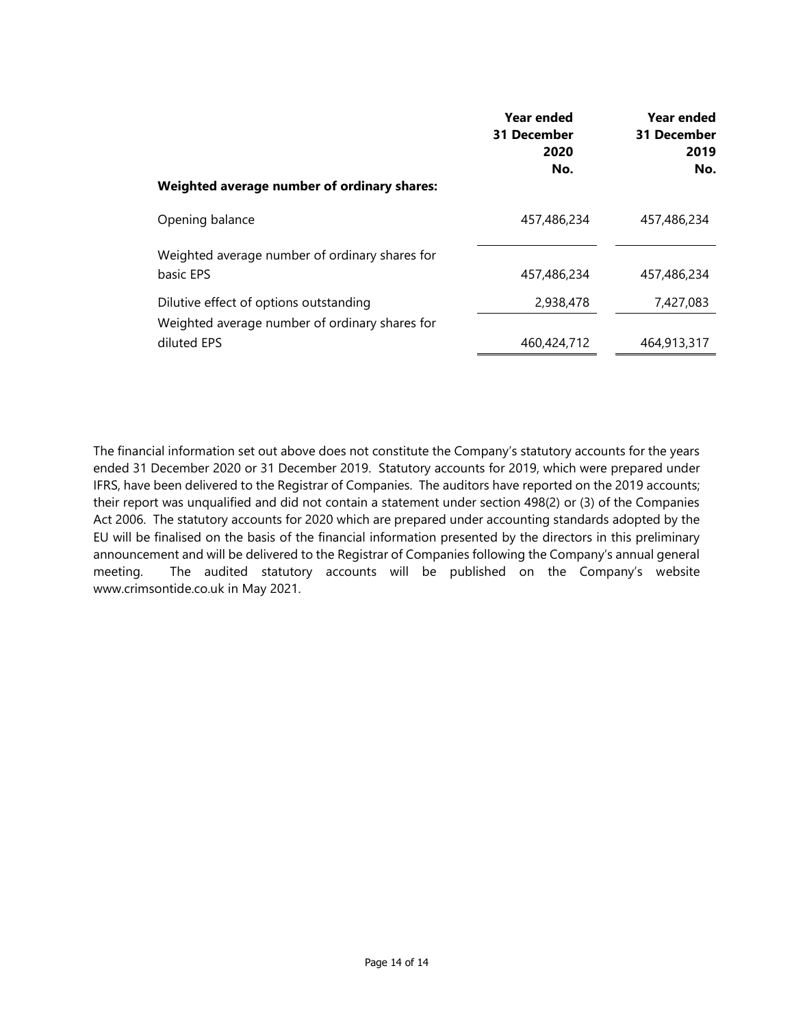| | Year ended 31 December 2020 No. | Year ended 31 December 2019 No. |
|---|---|---|
| **Weighted average number of ordinary shares:** | | |
| Opening balance | 457,486,234 | 457,486,234 |
| Weighted average number of ordinary shares for basic EPS | 457,486,234 | 457,486,234 |
| Dilutive effect of options outstanding | 2,938,478 | 7,427,083 |
| Weighted average number of ordinary shares for diluted EPS | 460,424,712 | 464,913,317 |

The financial information set out above does not constitute the Company's statutory accounts for the years ended 31 December 2020 or 31 December 2019. Statutory accounts for 2019, which were prepared under IFRS, have been delivered to the Registrar of Companies. The auditors have reported on the 2019 accounts; their report was unqualified and did not contain a statement under section 498(2) or (3) of the Companies Act 2006. The statutory accounts for 2020 which are prepared under accounting standards adopted by the EU will be finalised on the basis of the financial information presented by the directors in this preliminary announcement and will be delivered to the Registrar of Companies following the Company's annual general meeting. The audited statutory accounts will be published on the Company's website www.crimsontide.co.uk in May 2021.